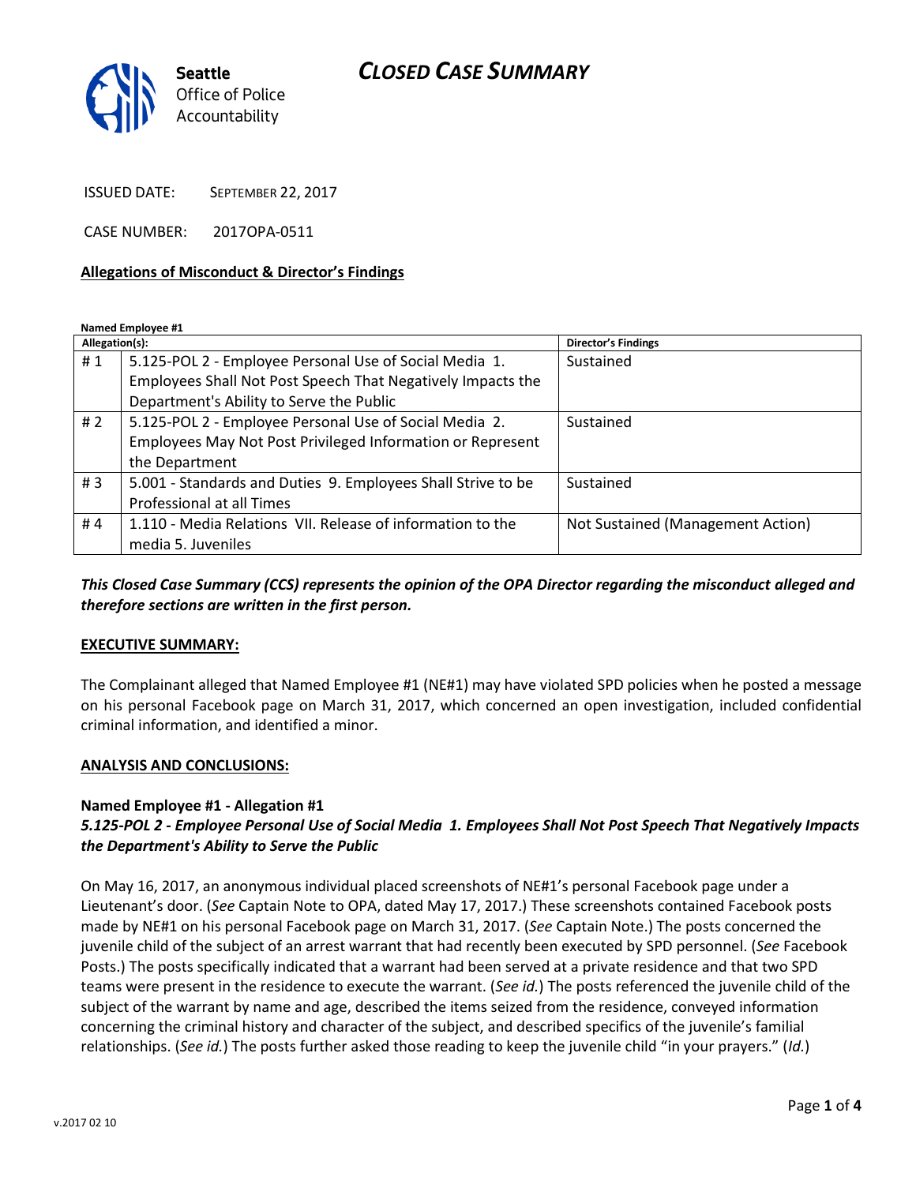# CLOSED CASE SUMMARY

Seattle Office of Police Accountability

ISSUED DATE: SEPTEMBER 22, 2017

CASE NUMBER: 2017OPA-0511

**Allegations of Misconduct & Director's Findings**

**Named Employee #1**

| Allegation(s): | | Director's Findings |
|---|---|---|
| # 1 | 5.125-POL 2 - Employee Personal Use of Social Media 1. Employees Shall Not Post Speech That Negatively Impacts the Department's Ability to Serve the Public | Sustained |
| # 2 | 5.125-POL 2 - Employee Personal Use of Social Media 2. Employees May Not Post Privileged Information or Represent the Department | Sustained |
| # 3 | 5.001 - Standards and Duties 9. Employees Shall Strive to be Professional at all Times | Sustained |
| # 4 | 1.110 - Media Relations VII. Release of information to the media 5. Juveniles | Not Sustained (Management Action) |

***This Closed Case Summary (CCS) represents the opinion of the OPA Director regarding the misconduct alleged and therefore sections are written in the first person.***

**EXECUTIVE SUMMARY:**

The Complainant alleged that Named Employee #1 (NE#1) may have violated SPD policies when he posted a message on his personal Facebook page on March 31, 2017, which concerned an open investigation, included confidential criminal information, and identified a minor.

**ANALYSIS AND CONCLUSIONS:**

**Named Employee #1 - Allegation #1**
***5.125-POL 2 - Employee Personal Use of Social Media 1. Employees Shall Not Post Speech That Negatively Impacts the Department's Ability to Serve the Public***

On May 16, 2017, an anonymous individual placed screenshots of NE#1's personal Facebook page under a Lieutenant's door. (*See* Captain Note to OPA, dated May 17, 2017.) These screenshots contained Facebook posts made by NE#1 on his personal Facebook page on March 31, 2017. (*See* Captain Note.) The posts concerned the juvenile child of the subject of an arrest warrant that had recently been executed by SPD personnel. (*See* Facebook Posts.) The posts specifically indicated that a warrant had been served at a private residence and that two SPD teams were present in the residence to execute the warrant. (*See id.*) The posts referenced the juvenile child of the subject of the warrant by name and age, described the items seized from the residence, conveyed information concerning the criminal history and character of the subject, and described specifics of the juvenile's familial relationships. (*See id.*) The posts further asked those reading to keep the juvenile child "in your prayers." (*Id.*)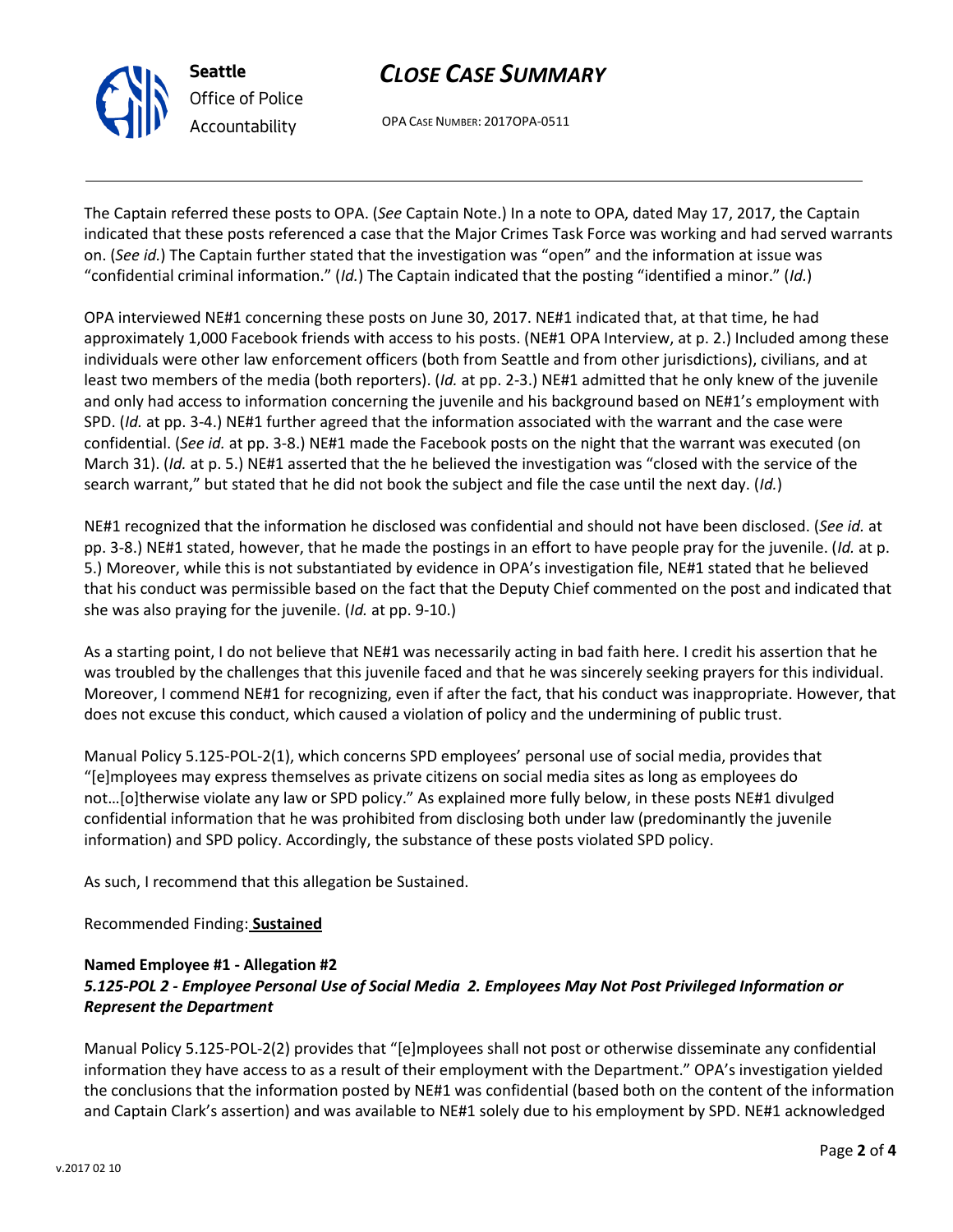The Captain referred these posts to OPA. (*See* Captain Note.) In a note to OPA, dated May 17, 2017, the Captain indicated that these posts referenced a case that the Major Crimes Task Force was working and had served warrants on. (*See id.*) The Captain further stated that the investigation was "open" and the information at issue was "confidential criminal information." (*Id.*) The Captain indicated that the posting "identified a minor." (*Id.*)

OPA interviewed NE#1 concerning these posts on June 30, 2017. NE#1 indicated that, at that time, he had approximately 1,000 Facebook friends with access to his posts. (NE#1 OPA Interview, at p. 2.) Included among these individuals were other law enforcement officers (both from Seattle and from other jurisdictions), civilians, and at least two members of the media (both reporters). (*Id.* at pp. 2-3.) NE#1 admitted that he only knew of the juvenile and only had access to information concerning the juvenile and his background based on NE#1's employment with SPD. (*Id.* at pp. 3-4.) NE#1 further agreed that the information associated with the warrant and the case were confidential. (*See id.* at pp. 3-8.) NE#1 made the Facebook posts on the night that the warrant was executed (on March 31). (*Id.* at p. 5.) NE#1 asserted that the he believed the investigation was "closed with the service of the search warrant," but stated that he did not book the subject and file the case until the next day. (*Id.*)

NE#1 recognized that the information he disclosed was confidential and should not have been disclosed. (*See id.* at pp. 3-8.) NE#1 stated, however, that he made the postings in an effort to have people pray for the juvenile. (*Id.* at p. 5.) Moreover, while this is not substantiated by evidence in OPA's investigation file, NE#1 stated that he believed that his conduct was permissible based on the fact that the Deputy Chief commented on the post and indicated that she was also praying for the juvenile. (*Id.* at pp. 9-10.)

As a starting point, I do not believe that NE#1 was necessarily acting in bad faith here. I credit his assertion that he was troubled by the challenges that this juvenile faced and that he was sincerely seeking prayers for this individual. Moreover, I commend NE#1 for recognizing, even if after the fact, that his conduct was inappropriate. However, that does not excuse this conduct, which caused a violation of policy and the undermining of public trust.

Manual Policy 5.125-POL-2(1), which concerns SPD employees' personal use of social media, provides that "[e]mployees may express themselves as private citizens on social media sites as long as employees do not…[o]therwise violate any law or SPD policy." As explained more fully below, in these posts NE#1 divulged confidential information that he was prohibited from disclosing both under law (predominantly the juvenile information) and SPD policy. Accordingly, the substance of these posts violated SPD policy.

As such, I recommend that this allegation be Sustained.

Recommended Finding: **Sustained**

**Named Employee #1 - Allegation #2**
***5.125-POL 2 - Employee Personal Use of Social Media 2. Employees May Not Post Privileged Information or Represent the Department***

Manual Policy 5.125-POL-2(2) provides that "[e]mployees shall not post or otherwise disseminate any confidential information they have access to as a result of their employment with the Department." OPA's investigation yielded the conclusions that the information posted by NE#1 was confidential (based both on the content of the information and Captain Clark's assertion) and was available to NE#1 solely due to his employment by SPD. NE#1 acknowledged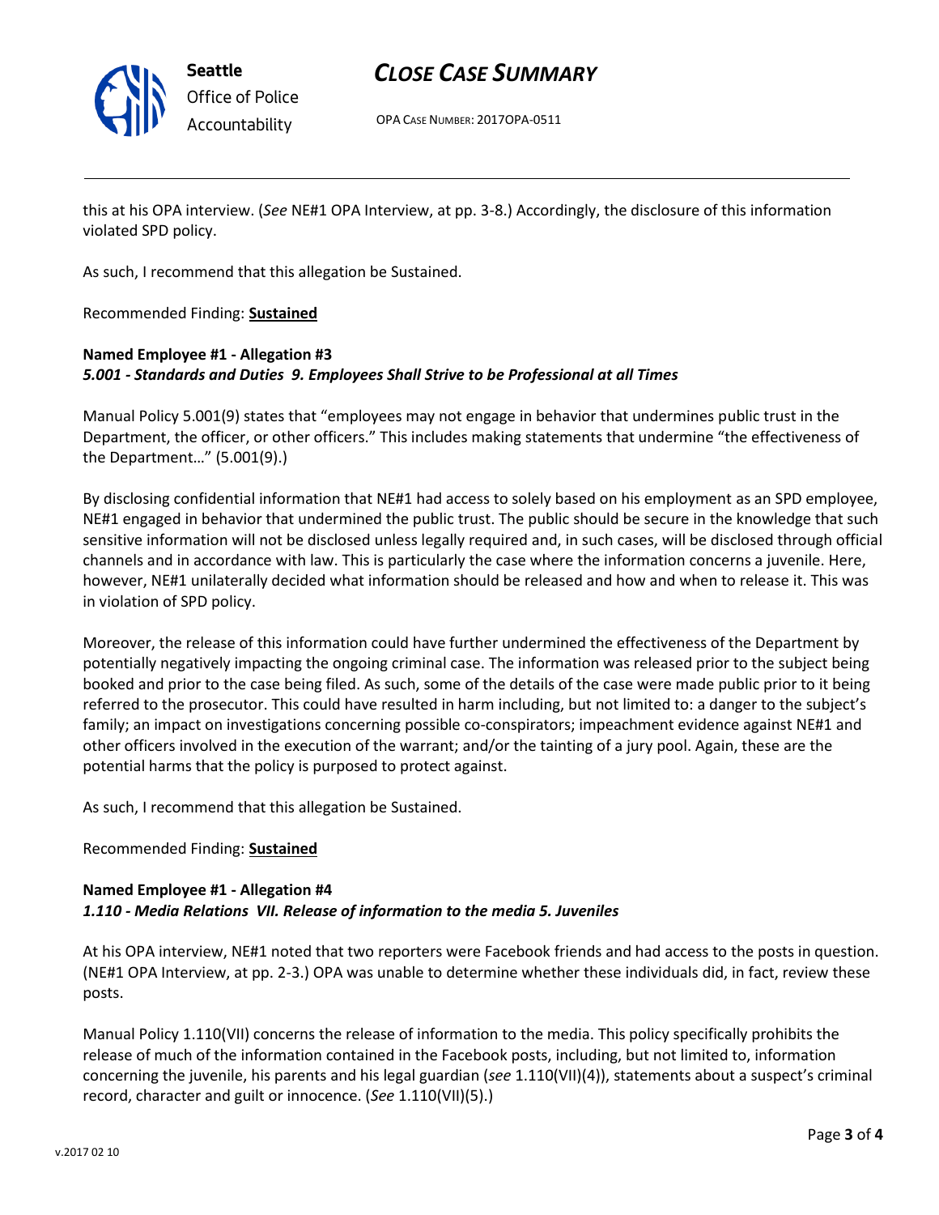this at his OPA interview. (*See* NE#1 OPA Interview, at pp. 3-8.) Accordingly, the disclosure of this information violated SPD policy.

As such, I recommend that this allegation be Sustained.

Recommended Finding: **<u>Sustained</u>**

**Named Employee #1 - Allegation #3**
***5.001 - Standards and Duties 9. Employees Shall Strive to be Professional at all Times***

Manual Policy 5.001(9) states that "employees may not engage in behavior that undermines public trust in the Department, the officer, or other officers." This includes making statements that undermine "the effectiveness of the Department…" (5.001(9).)

By disclosing confidential information that NE#1 had access to solely based on his employment as an SPD employee, NE#1 engaged in behavior that undermined the public trust. The public should be secure in the knowledge that such sensitive information will not be disclosed unless legally required and, in such cases, will be disclosed through official channels and in accordance with law. This is particularly the case where the information concerns a juvenile. Here, however, NE#1 unilaterally decided what information should be released and how and when to release it. This was in violation of SPD policy.

Moreover, the release of this information could have further undermined the effectiveness of the Department by potentially negatively impacting the ongoing criminal case. The information was released prior to the subject being booked and prior to the case being filed. As such, some of the details of the case were made public prior to it being referred to the prosecutor. This could have resulted in harm including, but not limited to: a danger to the subject's family; an impact on investigations concerning possible co-conspirators; impeachment evidence against NE#1 and other officers involved in the execution of the warrant; and/or the tainting of a jury pool. Again, these are the potential harms that the policy is purposed to protect against.

As such, I recommend that this allegation be Sustained.

Recommended Finding: **<u>Sustained</u>**

**Named Employee #1 - Allegation #4**
***1.110 - Media Relations VII. Release of information to the media 5. Juveniles***

At his OPA interview, NE#1 noted that two reporters were Facebook friends and had access to the posts in question. (NE#1 OPA Interview, at pp. 2-3.) OPA was unable to determine whether these individuals did, in fact, review these posts.

Manual Policy 1.110(VII) concerns the release of information to the media. This policy specifically prohibits the release of much of the information contained in the Facebook posts, including, but not limited to, information concerning the juvenile, his parents and his legal guardian (*see* 1.110(VII)(4)), statements about a suspect's criminal record, character and guilt or innocence. (*See* 1.110(VII)(5).)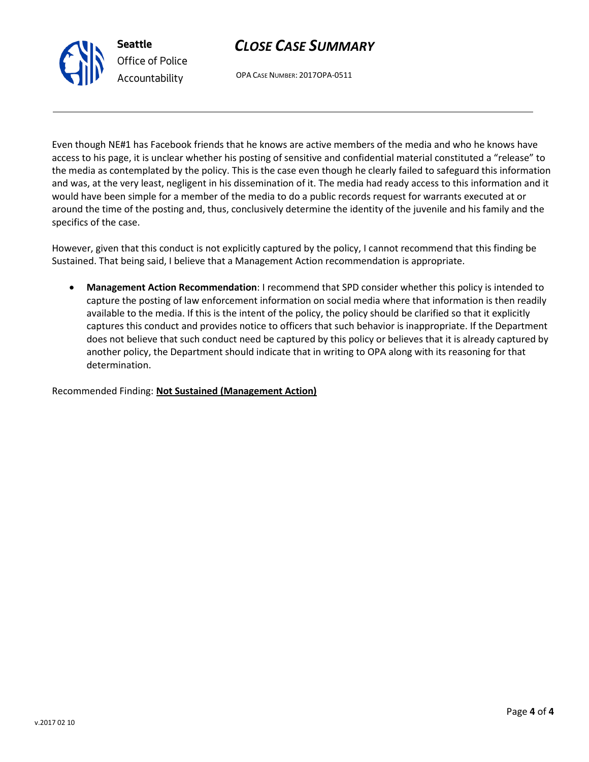Even though NE#1 has Facebook friends that he knows are active members of the media and who he knows have access to his page, it is unclear whether his posting of sensitive and confidential material constituted a "release" to the media as contemplated by the policy. This is the case even though he clearly failed to safeguard this information and was, at the very least, negligent in his dissemination of it. The media had ready access to this information and it would have been simple for a member of the media to do a public records request for warrants executed at or around the time of the posting and, thus, conclusively determine the identity of the juvenile and his family and the specifics of the case.

However, given that this conduct is not explicitly captured by the policy, I cannot recommend that this finding be Sustained. That being said, I believe that a Management Action recommendation is appropriate.

- **Management Action Recommendation**: I recommend that SPD consider whether this policy is intended to capture the posting of law enforcement information on social media where that information is then readily available to the media. If this is the intent of the policy, the policy should be clarified so that it explicitly captures this conduct and provides notice to officers that such behavior is inappropriate. If the Department does not believe that such conduct need be captured by this policy or believes that it is already captured by another policy, the Department should indicate that in writing to OPA along with its reasoning for that determination.

Recommended Finding: **Not Sustained (Management Action)**